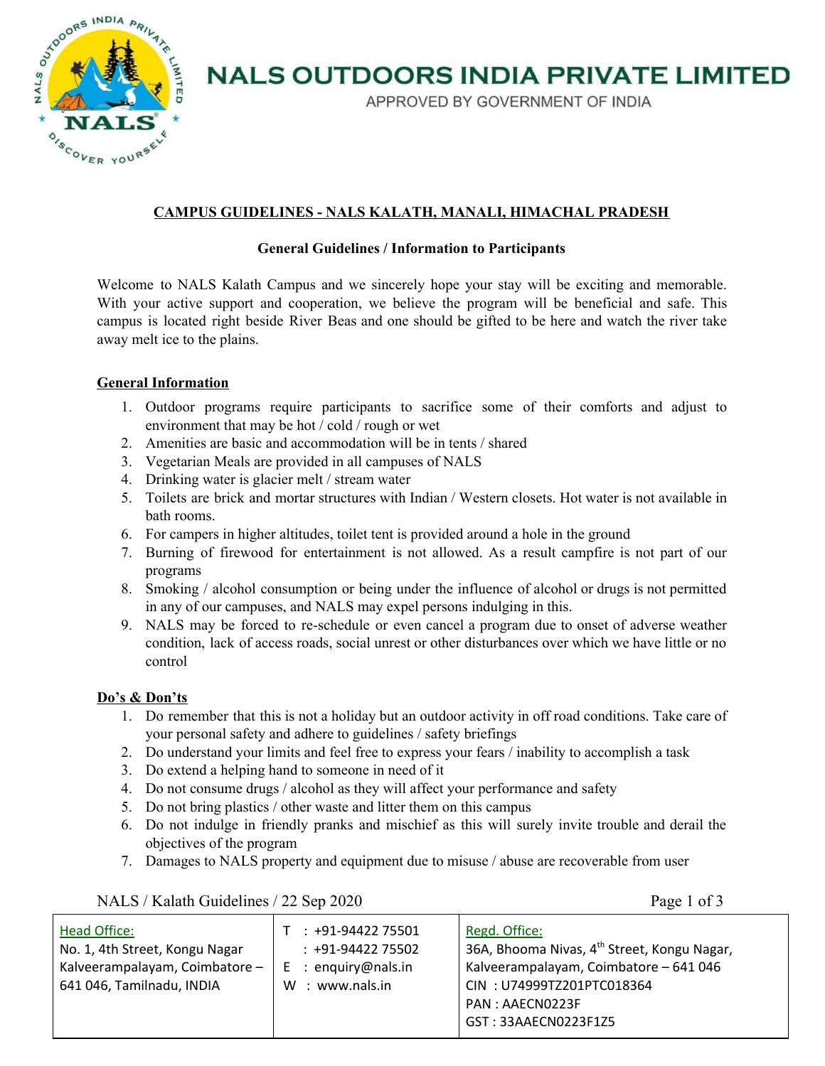# NALS OUTDOORS INDIA PRIVATE LIMITED

APPROVED BY GOVERNMENT OF INDIA

## CAMPUS GUIDELINES - NALS KALATH, MANALI, HIMACHAL PRADESH

### General Guidelines / Information to Participants

Welcome to NALS Kalath Campus and we sincerely hope your stay will be exciting and memorable. With your active support and cooperation, we believe the program will be beneficial and safe. This campus is located right beside River Beas and one should be gifted to be here and watch the river take away melt ice to the plains.

### General Information

1. Outdoor programs require participants to sacrifice some of their comforts and adjust to environment that may be hot / cold / rough or wet
2. Amenities are basic and accommodation will be in tents / shared
3. Vegetarian Meals are provided in all campuses of NALS
4. Drinking water is glacier melt / stream water
5. Toilets are brick and mortar structures with Indian / Western closets. Hot water is not available in bath rooms.
6. For campers in higher altitudes, toilet tent is provided around a hole in the ground
7. Burning of firewood for entertainment is not allowed. As a result campfire is not part of our programs
8. Smoking / alcohol consumption or being under the influence of alcohol or drugs is not permitted in any of our campuses, and NALS may expel persons indulging in this.
9. NALS may be forced to re-schedule or even cancel a program due to onset of adverse weather condition, lack of access roads, social unrest or other disturbances over which we have little or no control

### Do's & Don'ts

1. Do remember that this is not a holiday but an outdoor activity in off road conditions. Take care of your personal safety and adhere to guidelines / safety briefings
2. Do understand your limits and feel free to express your fears / inability to accomplish a task
3. Do extend a helping hand to someone in need of it
4. Do not consume drugs / alcohol as they will affect your performance and safety
5. Do not bring plastics / other waste and litter them on this campus
6. Do not indulge in friendly pranks and mischief as this will surely invite trouble and derail the objectives of the program
7. Damages to NALS property and equipment due to misuse / abuse are recoverable from user

NALS / Kalath Guidelines / 22 Sep 2020

| Head Office:<br>No. 1, 4th Street, Kongu Nagar<br>Kalveerampalayam, Coimbatore – 641 046, Tamilnadu, INDIA | T : +91-94422 75501<br>: +91-94422 75502<br>E : enquiry@nals.in<br>W : www.nals.in | Regd. Office:<br>36A, Bhooma Nivas, 4th Street, Kongu Nagar, Kalveerampalayam, Coimbatore – 641 046<br>CIN : U74999TZ201PTC018364<br>PAN : AAECN0223F<br>GST : 33AAECN0223F1Z5 |
|---|---|---|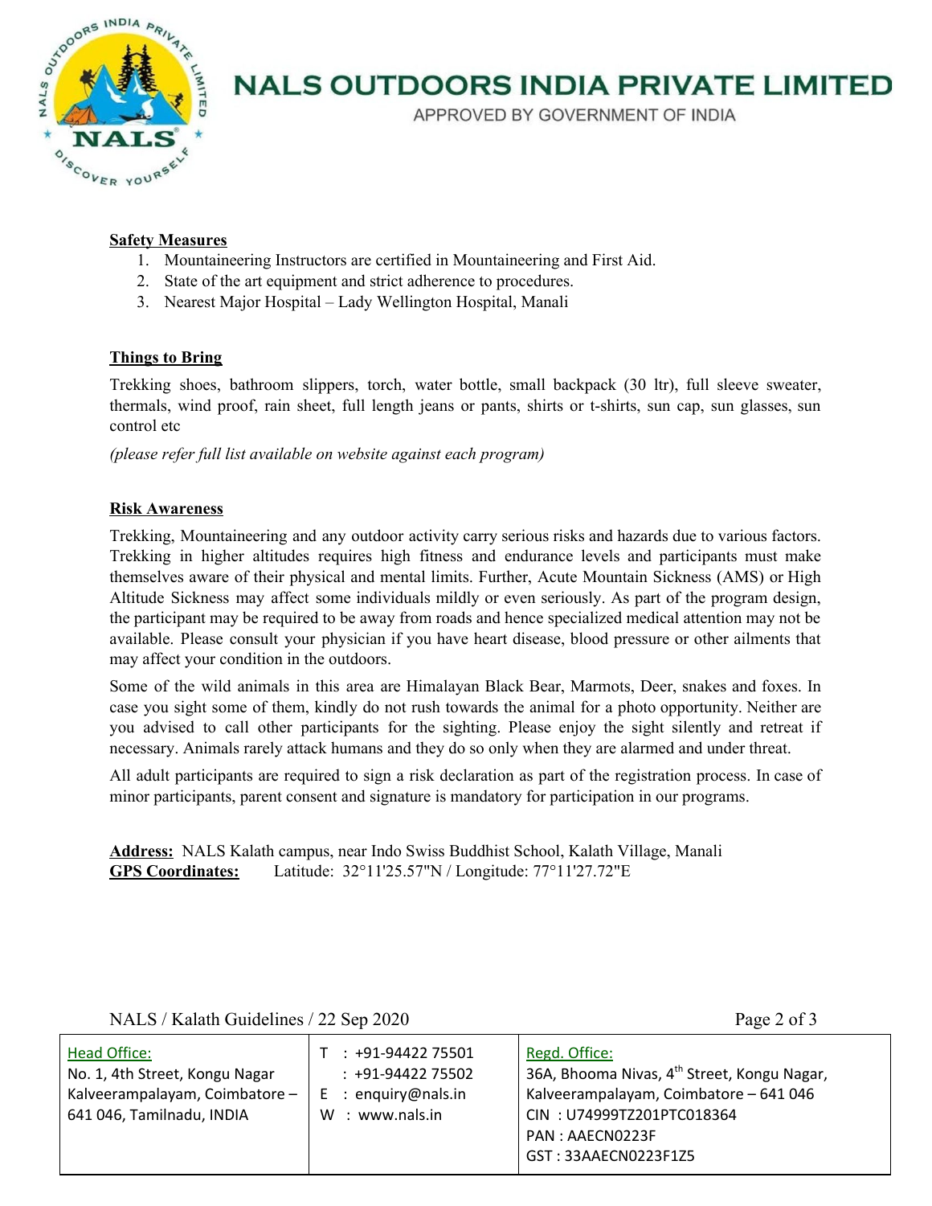**Safety Measures**

1. Mountaineering Instructors are certified in Mountaineering and First Aid.
2. State of the art equipment and strict adherence to procedures.
3. Nearest Major Hospital – Lady Wellington Hospital, Manali

**Things to Bring**

Trekking shoes, bathroom slippers, torch, water bottle, small backpack (30 ltr), full sleeve sweater, thermals, wind proof, rain sheet, full length jeans or pants, shirts or t-shirts, sun cap, sun glasses, sun control etc

*(please refer full list available on website against each program)*

**Risk Awareness**

Trekking, Mountaineering and any outdoor activity carry serious risks and hazards due to various factors. Trekking in higher altitudes requires high fitness and endurance levels and participants must make themselves aware of their physical and mental limits. Further, Acute Mountain Sickness (AMS) or High Altitude Sickness may affect some individuals mildly or even seriously. As part of the program design, the participant may be required to be away from roads and hence specialized medical attention may not be available. Please consult your physician if you have heart disease, blood pressure or other ailments that may affect your condition in the outdoors.

Some of the wild animals in this area are Himalayan Black Bear, Marmots, Deer, snakes and foxes. In case you sight some of them, kindly do not rush towards the animal for a photo opportunity. Neither are you advised to call other participants for the sighting. Please enjoy the sight silently and retreat if necessary. Animals rarely attack humans and they do so only when they are alarmed and under threat.

All adult participants are required to sign a risk declaration as part of the registration process. In case of minor participants, parent consent and signature is mandatory for participation in our programs.

**Address:** NALS Kalath campus, near Indo Swiss Buddhist School, Kalath Village, Manali
**GPS Coordinates:** Latitude: 32°11'25.57"N / Longitude: 77°11'27.72"E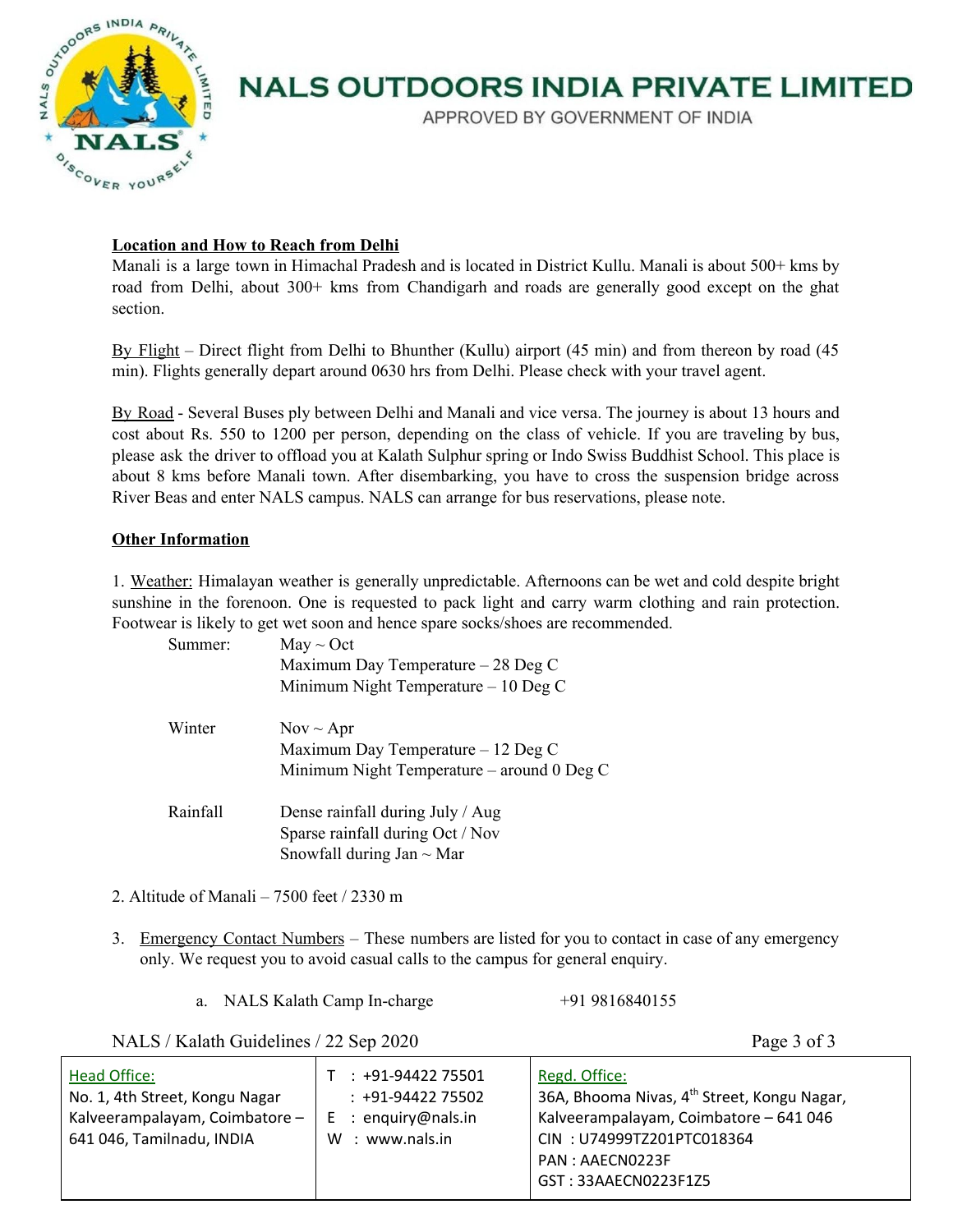**Location and How to Reach from Delhi**

Manali is a large town in Himachal Pradesh and is located in District Kullu. Manali is about 500+ kms by road from Delhi, about 300+ kms from Chandigarh and roads are generally good except on the ghat section.

By Flight – Direct flight from Delhi to Bhunther (Kullu) airport (45 min) and from thereon by road (45 min). Flights generally depart around 0630 hrs from Delhi. Please check with your travel agent.

By Road - Several Buses ply between Delhi and Manali and vice versa. The journey is about 13 hours and cost about Rs. 550 to 1200 per person, depending on the class of vehicle. If you are traveling by bus, please ask the driver to offload you at Kalath Sulphur spring or Indo Swiss Buddhist School. This place is about 8 kms before Manali town. After disembarking, you have to cross the suspension bridge across River Beas and enter NALS campus. NALS can arrange for bus reservations, please note.

**Other Information**

1. Weather: Himalayan weather is generally unpredictable. Afternoons can be wet and cold despite bright sunshine in the forenoon. One is requested to pack light and carry warm clothing and rain protection. Footwear is likely to get wet soon and hence spare socks/shoes are recommended.

| | |
|---|---|
| Summer: | May ~ Oct<br>Maximum Day Temperature – 28 Deg C<br>Minimum Night Temperature – 10 Deg C |
| Winter | Nov ~ Apr<br>Maximum Day Temperature – 12 Deg C<br>Minimum Night Temperature – around 0 Deg C |
| Rainfall | Dense rainfall during July / Aug<br>Sparse rainfall during Oct / Nov<br>Snowfall during Jan ~ Mar |

2. Altitude of Manali – 7500 feet / 2330 m

3. Emergency Contact Numbers – These numbers are listed for you to contact in case of any emergency only. We request you to avoid casual calls to the campus for general enquiry.

   a. NALS Kalath Camp In-charge +91 9816840155

NALS / Kalath Guidelines / 22 Sep 2020

| | | |
|---|---|---|
| Head Office:<br>No. 1, 4th Street, Kongu Nagar<br>Kalveerampalayam, Coimbatore – 641 046, Tamilnadu, INDIA | T : +91-94422 75501<br>: +91-94422 75502<br>E : enquiry@nals.in<br>W : www.nals.in | Regd. Office:<br>36A, Bhooma Nivas, 4th Street, Kongu Nagar, Kalveerampalayam, Coimbatore – 641 046<br>CIN : U74999TZ201PTC018364<br>PAN : AAECN0223F<br>GST : 33AAECN0223F1Z5 |